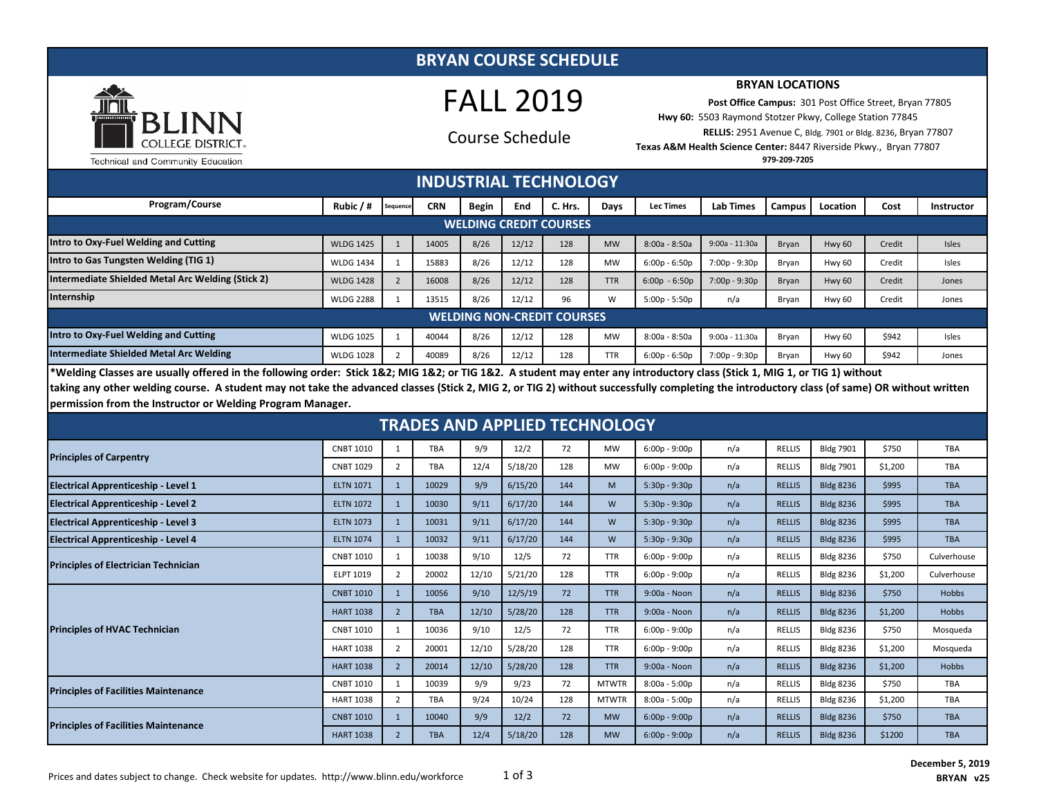# BRYAN COURSE SCHEDULE

BLINN COLLEGE DISTRICT
Technical and Community Education

# FALL 2019

Course Schedule

**BRYAN LOCATIONS**

**Post Office Campus:** 301 Post Office Street, Bryan 77805
**Hwy 60:** 5503 Raymond Stotzer Pkwy, College Station 77845
**RELLIS:** 2951 Avenue C, Bldg. 7901 or Bldg. 8236, Bryan 77807
**Texas A&M Health Science Center:** 8447 Riverside Pkwy., Bryan 77807
**979-209-7205**

## INDUSTRIAL TECHNOLOGY

| Program/Course | Rubic / # | Sequence | CRN | Begin | End | C. Hrs. | Days | Lec Times | Lab Times | Campus | Location | Cost | Instructor |
|---|---|---|---|---|---|---|---|---|---|---|---|---|---|
| **WELDING CREDIT COURSES** | | | | | | | | | | | | | |
| **Intro to Oxy-Fuel Welding and Cutting** | WLDG 1425 | 1 | 14005 | 8/26 | 12/12 | 128 | MW | 8:00a - 8:50a | 9:00a - 11:30a | Bryan | Hwy 60 | Credit | Isles |
| **Intro to Gas Tungsten Welding (TIG 1)** | WLDG 1434 | 1 | 15883 | 8/26 | 12/12 | 128 | MW | 6:00p - 6:50p | 7:00p - 9:30p | Bryan | Hwy 60 | Credit | Isles |
| **Intermediate Shielded Metal Arc Welding (Stick 2)** | WLDG 1428 | 2 | 16008 | 8/26 | 12/12 | 128 | TTR | 6:00p - 6:50p | 7:00p - 9:30p | Bryan | Hwy 60 | Credit | Jones |
| **Internship** | WLDG 2288 | 1 | 13515 | 8/26 | 12/12 | 96 | W | 5:00p - 5:50p | n/a | Bryan | Hwy 60 | Credit | Jones |
| **WELDING NON-CREDIT COURSES** | | | | | | | | | | | | | |
| **Intro to Oxy-Fuel Welding and Cutting** | WLDG 1025 | 1 | 40044 | 8/26 | 12/12 | 128 | MW | 8:00a - 8:50a | 9:00a - 11:30a | Bryan | Hwy 60 | $942 | Isles |
| **Intermediate Shielded Metal Arc Welding** | WLDG 1028 | 2 | 40089 | 8/26 | 12/12 | 128 | TTR | 6:00p - 6:50p | 7:00p - 9:30p | Bryan | Hwy 60 | $942 | Jones |

**\*Welding Classes are usually offered in the following order: Stick 1&2; MIG 1&2; or TIG 1&2. A student may enter any introductory class (Stick 1, MIG 1, or TIG 1) without taking any other welding course. A student may not take the advanced classes (Stick 2, MIG 2, or TIG 2) without successfully completing the introductory class (of same) OR without written permission from the Instructor or Welding Program Manager.**

## TRADES AND APPLIED TECHNOLOGY

| Program/Course | Rubic / # | Sequence | CRN | Begin | End | C. Hrs. | Days | Lec Times | Lab Times | Campus | Location | Cost | Instructor |
|---|---|---|---|---|---|---|---|---|---|---|---|---|---|
| **Principles of Carpentry** | CNBT 1010 | 1 | TBA | 9/9 | 12/2 | 72 | MW | 6:00p - 9:00p | n/a | RELLIS | Bldg 7901 | $750 | TBA |
| | CNBT 1029 | 2 | TBA | 12/4 | 5/18/20 | 128 | MW | 6:00p - 9:00p | n/a | RELLIS | Bldg 7901 | $1,200 | TBA |
| **Electrical Apprenticeship - Level 1** | ELTN 1071 | 1 | 10029 | 9/9 | 6/15/20 | 144 | M | 5:30p - 9:30p | n/a | RELLIS | Bldg 8236 | $995 | TBA |
| **Electrical Apprenticeship - Level 2** | ELTN 1072 | 1 | 10030 | 9/11 | 6/17/20 | 144 | W | 5:30p - 9:30p | n/a | RELLIS | Bldg 8236 | $995 | TBA |
| **Electrical Apprenticeship - Level 3** | ELTN 1073 | 1 | 10031 | 9/11 | 6/17/20 | 144 | W | 5:30p - 9:30p | n/a | RELLIS | Bldg 8236 | $995 | TBA |
| **Electrical Apprenticeship - Level 4** | ELTN 1074 | 1 | 10032 | 9/11 | 6/17/20 | 144 | W | 5:30p - 9:30p | n/a | RELLIS | Bldg 8236 | $995 | TBA |
| **Principles of Electrician Technician** | CNBT 1010 | 1 | 10038 | 9/10 | 12/5 | 72 | TTR | 6:00p - 9:00p | n/a | RELLIS | Bldg 8236 | $750 | Culverhouse |
| | ELPT 1019 | 2 | 20002 | 12/10 | 5/21/20 | 128 | TTR | 6:00p - 9:00p | n/a | RELLIS | Bldg 8236 | $1,200 | Culverhouse |
| **Principles of HVAC Technician** | CNBT 1010 | 1 | 10056 | 9/10 | 12/5/19 | 72 | TTR | 9:00a - Noon | n/a | RELLIS | Bldg 8236 | $750 | Hobbs |
| | HART 1038 | 2 | TBA | 12/10 | 5/28/20 | 128 | TTR | 9:00a - Noon | n/a | RELLIS | Bldg 8236 | $1,200 | Hobbs |
| | CNBT 1010 | 1 | 10036 | 9/10 | 12/5 | 72 | TTR | 6:00p - 9:00p | n/a | RELLIS | Bldg 8236 | $750 | Mosqueda |
| | HART 1038 | 2 | 20001 | 12/10 | 5/28/20 | 128 | TTR | 6:00p - 9:00p | n/a | RELLIS | Bldg 8236 | $1,200 | Mosqueda |
| | HART 1038 | 2 | 20014 | 12/10 | 5/28/20 | 128 | TTR | 9:00a - Noon | n/a | RELLIS | Bldg 8236 | $1,200 | Hobbs |
| **Principles of Facilities Maintenance** | CNBT 1010 | 1 | 10039 | 9/9 | 9/23 | 72 | MTWTR | 8:00a - 5:00p | n/a | RELLIS | Bldg 8236 | $750 | TBA |
| | HART 1038 | 2 | TBA | 9/24 | 10/24 | 128 | MTWTR | 8:00a - 5:00p | n/a | RELLIS | Bldg 8236 | $1,200 | TBA |
| **Principles of Facilities Maintenance** | CNBT 1010 | 1 | 10040 | 9/9 | 12/2 | 72 | MW | 6:00p - 9:00p | n/a | RELLIS | Bldg 8236 | $750 | TBA |
| | HART 1038 | 2 | TBA | 12/4 | 5/18/20 | 128 | MW | 6:00p - 9:00p | n/a | RELLIS | Bldg 8236 | $1200 | TBA |

Prices and dates subject to change. Check website for updates. http://www.blinn.edu/workforce

**December 5, 2019**
**BRYAN v25**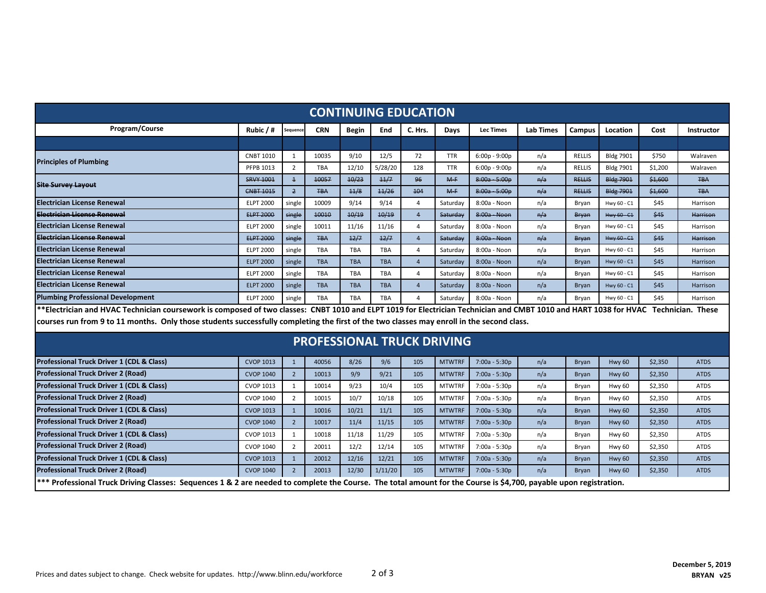## CONTINUING EDUCATION

| Program/Course | Rubic / # | Sequence | CRN | Begin | End | C. Hrs. | Days | Lec Times | Lab Times | Campus | Location | Cost | Instructor |
|---|---|---|---|---|---|---|---|---|---|---|---|---|---|
| | | | | | | | | | | | | | |
| Principles of Plumbing | CNBT 1010 | 1 | 10035 | 9/10 | 12/5 | 72 | TTR | 6:00p - 9:00p | n/a | RELLIS | Bldg 7901 | $750 | Walraven |
| | PFPB 1013 | 2 | TBA | 12/10 | 5/28/20 | 128 | TTR | 6:00p - 9:00p | n/a | RELLIS | Bldg 7901 | $1,200 | Walraven |
| ~~Site Survey Layout~~ | ~~SRVY 1001~~ | ~~1~~ | ~~10057~~ | ~~10/23~~ | ~~11/7~~ | ~~96~~ | ~~M-F~~ | ~~8:00a - 5:00p~~ | ~~n/a~~ | ~~RELLIS~~ | ~~Bldg 7901~~ | ~~$1,600~~ | ~~TBA~~ |
| | ~~CNBT 1015~~ | ~~2~~ | ~~TBA~~ | ~~11/8~~ | ~~11/26~~ | ~~104~~ | ~~M-F~~ | ~~8:00a - 5:00p~~ | ~~n/a~~ | ~~RELLIS~~ | ~~Bldg 7901~~ | ~~$1,600~~ | ~~TBA~~ |
| Electrician License Renewal | ELPT 2000 | single | 10009 | 9/14 | 9/14 | 4 | Saturday | 8:00a - Noon | n/a | Bryan | Hwy 60 - C1 | $45 | Harrison |
| ~~Electrician License Renewal~~ | ~~ELPT 2000~~ | ~~single~~ | ~~10010~~ | ~~10/19~~ | ~~10/19~~ | ~~4~~ | ~~Saturday~~ | ~~8:00a - Noon~~ | ~~n/a~~ | ~~Bryan~~ | ~~Hwy 60 - C1~~ | ~~$45~~ | ~~Harrison~~ |
| Electrician License Renewal | ELPT 2000 | single | 10011 | 11/16 | 11/16 | 4 | Saturday | 8:00a - Noon | n/a | Bryan | Hwy 60 - C1 | $45 | Harrison |
| ~~Electrician License Renewal~~ | ~~ELPT 2000~~ | ~~single~~ | ~~TBA~~ | ~~12/7~~ | ~~12/7~~ | ~~4~~ | ~~Saturday~~ | ~~8:00a - Noon~~ | ~~n/a~~ | ~~Bryan~~ | ~~Hwy 60 - C1~~ | ~~$45~~ | ~~Harrison~~ |
| Electrician License Renewal | ELPT 2000 | single | TBA | TBA | TBA | 4 | Saturday | 8:00a - Noon | n/a | Bryan | Hwy 60 - C1 | $45 | Harrison |
| Electrician License Renewal | ELPT 2000 | single | TBA | TBA | TBA | 4 | Saturday | 8:00a - Noon | n/a | Bryan | Hwy 60 - C1 | $45 | Harrison |
| Electrician License Renewal | ELPT 2000 | single | TBA | TBA | TBA | 4 | Saturday | 8:00a - Noon | n/a | Bryan | Hwy 60 - C1 | $45 | Harrison |
| Electrician License Renewal | ELPT 2000 | single | TBA | TBA | TBA | 4 | Saturday | 8:00a - Noon | n/a | Bryan | Hwy 60 - C1 | $45 | Harrison |
| Plumbing Professional Development | ELPT 2000 | single | TBA | TBA | TBA | 4 | Saturday | 8:00a - Noon | n/a | Bryan | Hwy 60 - C1 | $45 | Harrison |

**\*\*Electrician and HVAC Technician coursework is composed of two classes: CNBT 1010 and ELPT 1019 for Electrician Technician and CMBT 1010 and HART 1038 for HVAC Technician. These courses run from 9 to 11 months. Only those students successfully completing the first of the two classes may enroll in the second class.**

## PROFESSIONAL TRUCK DRIVING

| Program/Course | Rubic / # | Sequence | CRN | Begin | End | C. Hrs. | Days | Lec Times | Lab Times | Campus | Location | Cost | Instructor |
|---|---|---|---|---|---|---|---|---|---|---|---|---|---|
| Professional Truck Driver 1 (CDL & Class) | CVOP 1013 | 1 | 40056 | 8/26 | 9/6 | 105 | MTWTRF | 7:00a - 5:30p | n/a | Bryan | Hwy 60 | $2,350 | ATDS |
| Professional Truck Driver 2 (Road) | CVOP 1040 | 2 | 10013 | 9/9 | 9/21 | 105 | MTWTRF | 7:00a - 5:30p | n/a | Bryan | Hwy 60 | $2,350 | ATDS |
| Professional Truck Driver 1 (CDL & Class) | CVOP 1013 | 1 | 10014 | 9/23 | 10/4 | 105 | MTWTRF | 7:00a - 5:30p | n/a | Bryan | Hwy 60 | $2,350 | ATDS |
| Professional Truck Driver 2 (Road) | CVOP 1040 | 2 | 10015 | 10/7 | 10/18 | 105 | MTWTRF | 7:00a - 5:30p | n/a | Bryan | Hwy 60 | $2,350 | ATDS |
| Professional Truck Driver 1 (CDL & Class) | CVOP 1013 | 1 | 10016 | 10/21 | 11/1 | 105 | MTWTRF | 7:00a - 5:30p | n/a | Bryan | Hwy 60 | $2,350 | ATDS |
| Professional Truck Driver 2 (Road) | CVOP 1040 | 2 | 10017 | 11/4 | 11/15 | 105 | MTWTRF | 7:00a - 5:30p | n/a | Bryan | Hwy 60 | $2,350 | ATDS |
| Professional Truck Driver 1 (CDL & Class) | CVOP 1013 | 1 | 10018 | 11/18 | 11/29 | 105 | MTWTRF | 7:00a - 5:30p | n/a | Bryan | Hwy 60 | $2,350 | ATDS |
| Professional Truck Driver 2 (Road) | CVOP 1040 | 2 | 20011 | 12/2 | 12/14 | 105 | MTWTRF | 7:00a - 5:30p | n/a | Bryan | Hwy 60 | $2,350 | ATDS |
| Professional Truck Driver 1 (CDL & Class) | CVOP 1013 | 1 | 20012 | 12/16 | 12/21 | 105 | MTWTRF | 7:00a - 5:30p | n/a | Bryan | Hwy 60 | $2,350 | ATDS |
| Professional Truck Driver 2 (Road) | CVOP 1040 | 2 | 20013 | 12/30 | 1/11/20 | 105 | MTWTRF | 7:00a - 5:30p | n/a | Bryan | Hwy 60 | $2,350 | ATDS |

**\*\*\* Professional Truck Driving Classes: Sequences 1 & 2 are needed to complete the Course. The total amount for the Course is $4,700, payable upon registration.**

Prices and dates subject to change. Check website for updates. http://www.blinn.edu/workforce

**December 5, 2019**
**BRYAN v25**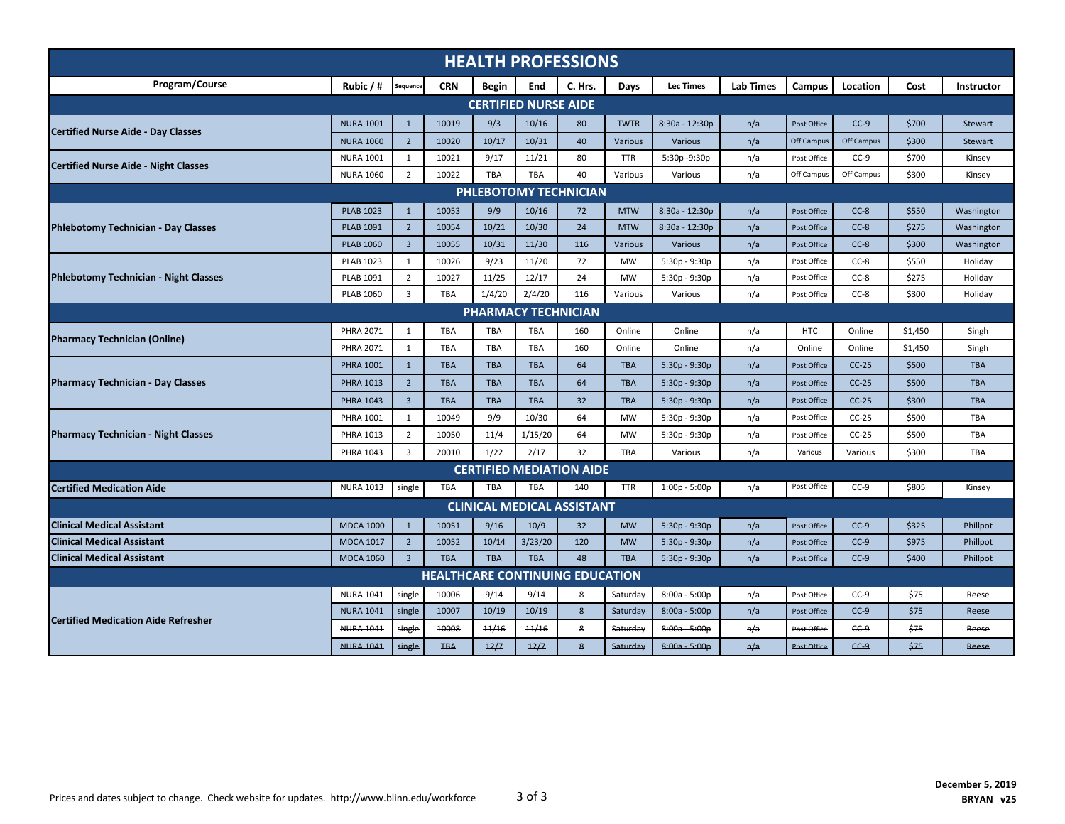# HEALTH PROFESSIONS

| Program/Course | Rubic / # | Sequence | CRN | Begin | End | C. Hrs. | Days | Lec Times | Lab Times | Campus | Location | Cost | Instructor |
|---|---|---|---|---|---|---|---|---|---|---|---|---|---|
| **CERTIFIED NURSE AIDE** | | | | | | | | | | | | | |
| **Certified Nurse Aide - Day Classes** | NURA 1001 | 1 | 10019 | 9/3 | 10/16 | 80 | TWTR | 8:30a - 12:30p | n/a | Post Office | CC-9 | $700 | Stewart |
| | NURA 1060 | 2 | 10020 | 10/17 | 10/31 | 40 | Various | Various | n/a | Off Campus | Off Campus | $300 | Stewart |
| **Certified Nurse Aide - Night Classes** | NURA 1001 | 1 | 10021 | 9/17 | 11/21 | 80 | TTR | 5:30p -9:30p | n/a | Post Office | CC-9 | $700 | Kinsey |
| | NURA 1060 | 2 | 10022 | TBA | TBA | 40 | Various | Various | n/a | Off Campus | Off Campus | $300 | Kinsey |
| **PHLEBOTOMY TECHNICIAN** | | | | | | | | | | | | | |
| **Phlebotomy Technician - Day Classes** | PLAB 1023 | 1 | 10053 | 9/9 | 10/16 | 72 | MTW | 8:30a - 12:30p | n/a | Post Office | CC-8 | $550 | Washington |
| | PLAB 1091 | 2 | 10054 | 10/21 | 10/30 | 24 | MTW | 8:30a - 12:30p | n/a | Post Office | CC-8 | $275 | Washington |
| | PLAB 1060 | 3 | 10055 | 10/31 | 11/30 | 116 | Various | Various | n/a | Post Office | CC-8 | $300 | Washington |
| **Phlebotomy Technician - Night Classes** | PLAB 1023 | 1 | 10026 | 9/23 | 11/20 | 72 | MW | 5:30p - 9:30p | n/a | Post Office | CC-8 | $550 | Holiday |
| | PLAB 1091 | 2 | 10027 | 11/25 | 12/17 | 24 | MW | 5:30p - 9:30p | n/a | Post Office | CC-8 | $275 | Holiday |
| | PLAB 1060 | 3 | TBA | 1/4/20 | 2/4/20 | 116 | Various | Various | n/a | Post Office | CC-8 | $300 | Holiday |
| **PHARMACY TECHNICIAN** | | | | | | | | | | | | | |
| **Pharmacy Technician (Online)** | PHRA 2071 | 1 | TBA | TBA | TBA | 160 | Online | Online | n/a | HTC | Online | $1,450 | Singh |
| | PHRA 2071 | 1 | TBA | TBA | TBA | 160 | Online | Online | n/a | Online | Online | $1,450 | Singh |
| **Pharmacy Technician - Day Classes** | PHRA 1001 | 1 | TBA | TBA | TBA | 64 | TBA | 5:30p - 9:30p | n/a | Post Office | CC-25 | $500 | TBA |
| | PHRA 1013 | 2 | TBA | TBA | TBA | 64 | TBA | 5:30p - 9:30p | n/a | Post Office | CC-25 | $500 | TBA |
| | PHRA 1043 | 3 | TBA | TBA | TBA | 32 | TBA | 5:30p - 9:30p | n/a | Post Office | CC-25 | $300 | TBA |
| **Pharmacy Technician - Night Classes** | PHRA 1001 | 1 | 10049 | 9/9 | 10/30 | 64 | MW | 5:30p - 9:30p | n/a | Post Office | CC-25 | $500 | TBA |
| | PHRA 1013 | 2 | 10050 | 11/4 | 1/15/20 | 64 | MW | 5:30p - 9:30p | n/a | Post Office | CC-25 | $500 | TBA |
| | PHRA 1043 | 3 | 20010 | 1/22 | 2/17 | 32 | TBA | Various | n/a | Various | Various | $300 | TBA |
| **CERTIFIED MEDIATION AIDE** | | | | | | | | | | | | | |
| **Certified Medication Aide** | NURA 1013 | single | TBA | TBA | TBA | 140 | TTR | 1:00p - 5:00p | n/a | Post Office | CC-9 | $805 | Kinsey |
| **CLINICAL MEDICAL ASSISTANT** | | | | | | | | | | | | | |
| **Clinical Medical Assistant** | MDCA 1000 | 1 | 10051 | 9/16 | 10/9 | 32 | MW | 5:30p - 9:30p | n/a | Post Office | CC-9 | $325 | Phillpot |
| **Clinical Medical Assistant** | MDCA 1017 | 2 | 10052 | 10/14 | 3/23/20 | 120 | MW | 5:30p - 9:30p | n/a | Post Office | CC-9 | $975 | Phillpot |
| **Clinical Medical Assistant** | MDCA 1060 | 3 | TBA | TBA | TBA | 48 | TBA | 5:30p - 9:30p | n/a | Post Office | CC-9 | $400 | Phillpot |
| **HEALTHCARE CONTINUING EDUCATION** | | | | | | | | | | | | | |
| **Certified Medication Aide Refresher** | NURA 1041 | single | 10006 | 9/14 | 9/14 | 8 | Saturday | 8:00a - 5:00p | n/a | Post Office | CC-9 | $75 | Reese |
| | ~~NURA 1041~~ | ~~single~~ | ~~10007~~ | ~~10/19~~ | ~~10/19~~ | ~~8~~ | ~~Saturday~~ | ~~8:00a - 5:00p~~ | ~~n/a~~ | ~~Post Office~~ | ~~CC-9~~ | ~~$75~~ | ~~Reese~~ |
| | ~~NURA 1041~~ | ~~single~~ | ~~10008~~ | ~~11/16~~ | ~~11/16~~ | ~~8~~ | ~~Saturday~~ | ~~8:00a - 5:00p~~ | ~~n/a~~ | ~~Post Office~~ | ~~CC-9~~ | ~~$75~~ | ~~Reese~~ |
| | ~~NURA 1041~~ | ~~single~~ | ~~TBA~~ | ~~12/7~~ | ~~12/7~~ | ~~8~~ | ~~Saturday~~ | ~~8:00a - 5:00p~~ | ~~n/a~~ | ~~Post Office~~ | ~~CC-9~~ | ~~$75~~ | ~~Reese~~ |

Prices and dates subject to change. Check website for updates. http://www.blinn.edu/workforce

**December 5, 2019**
**BRYAN v25**